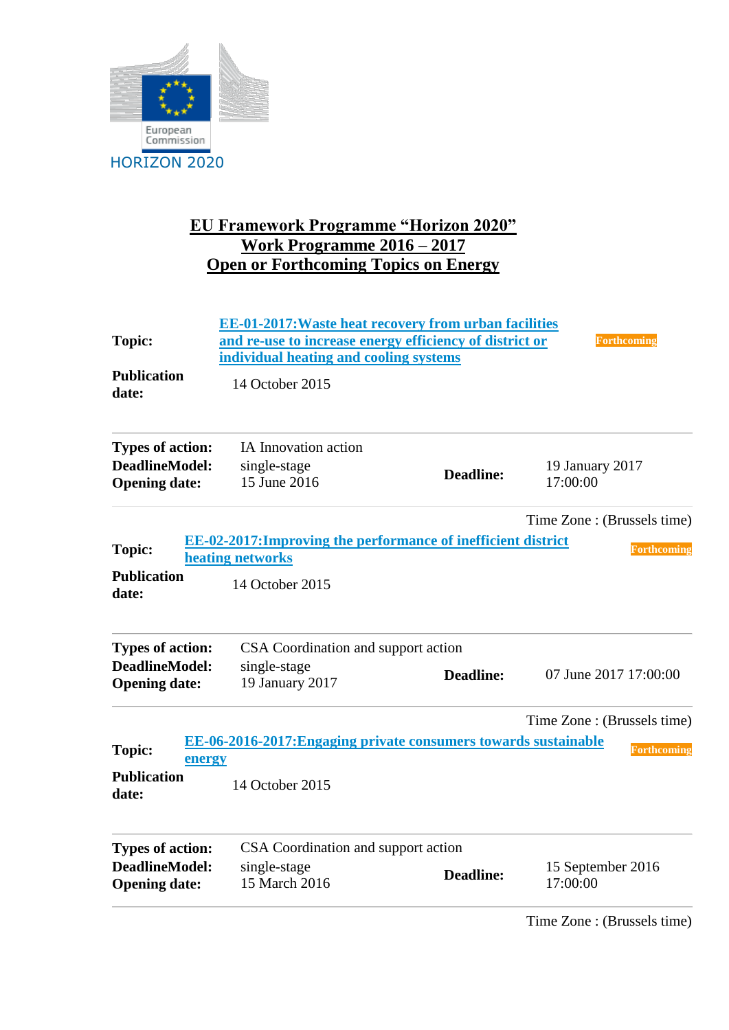European Commission
HORIZON 2020

# EU Framework Programme "Horizon 2020"
## Work Programme 2016 – 2017
## Open or Forthcoming Topics on Energy

**Topic:** EE-01-2017:Waste heat recovery from urban facilities and re-use to increase energy efficiency of district or individual heating and cooling systems — Forthcoming

**Publication date:** 14 October 2015

| | | | |
|---|---|---|---|
| **Types of action:** | IA Innovation action | | |
| **DeadlineModel:** | single-stage | **Deadline:** | 19 January 2017 17:00:00 |
| **Opening date:** | 15 June 2016 | | |

Time Zone : (Brussels time)

**Topic:** EE-02-2017:Improving the performance of inefficient district heating networks — Forthcoming

**Publication date:** 14 October 2015

| | | | |
|---|---|---|---|
| **Types of action:** | CSA Coordination and support action | | |
| **DeadlineModel:** | single-stage | **Deadline:** | 07 June 2017 17:00:00 |
| **Opening date:** | 19 January 2017 | | |

Time Zone : (Brussels time)

**Topic:** EE-06-2016-2017:Engaging private consumers towards sustainable energy — Forthcoming

**Publication date:** 14 October 2015

| | | | |
|---|---|---|---|
| **Types of action:** | CSA Coordination and support action | | |
| **DeadlineModel:** | single-stage | **Deadline:** | 15 September 2016 17:00:00 |
| **Opening date:** | 15 March 2016 | | |

Time Zone : (Brussels time)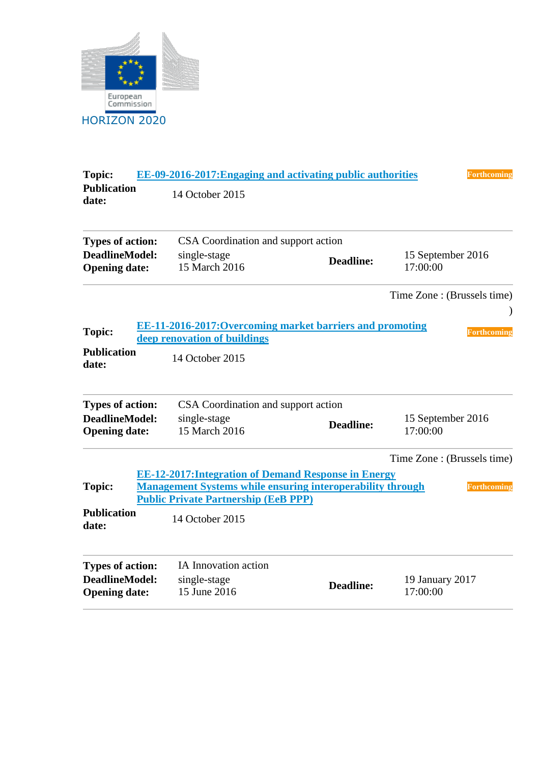European Commission

HORIZON 2020

**Topic:** EE-09-2016-2017:Engaging and activating public authorities **Forthcoming**

**Publication date:** 14 October 2015

| | | | |
|---|---|---|---|
| **Types of action:** | CSA Coordination and support action | | |
| **DeadlineModel:** | single-stage | **Deadline:** | 15 September 2016 17:00:00 |
| **Opening date:** | 15 March 2016 | | |

Time Zone : (Brussels time)
)

**Topic:** EE-11-2016-2017:Overcoming market barriers and promoting deep renovation of buildings **Forthcoming**

**Publication date:** 14 October 2015

| | | | |
|---|---|---|---|
| **Types of action:** | CSA Coordination and support action | | |
| **DeadlineModel:** | single-stage | **Deadline:** | 15 September 2016 17:00:00 |
| **Opening date:** | 15 March 2016 | | |

Time Zone : (Brussels time)

**Topic:** EE-12-2017:Integration of Demand Response in Energy Management Systems while ensuring interoperability through Public Private Partnership (EeB PPP) **Forthcoming**

**Publication date:** 14 October 2015

| | | | |
|---|---|---|---|
| **Types of action:** | IA Innovation action | | |
| **DeadlineModel:** | single-stage | **Deadline:** | 19 January 2017 17:00:00 |
| **Opening date:** | 15 June 2016 | | |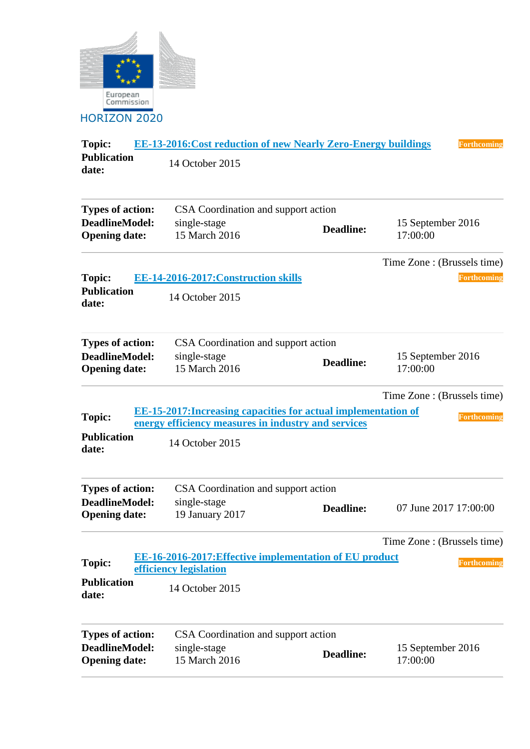European Commission

HORIZON 2020

| | | |
|---|---|---|
| **Topic:** | EE-13-2016:Cost reduction of new Nearly Zero-Energy buildings | Forthcoming |
| **Publication date:** | 14 October 2015 | |

| | | | |
|---|---|---|---|
| **Types of action:** | CSA Coordination and support action | | |
| **DeadlineModel:** | single-stage | **Deadline:** | 15 September 2016 17:00:00 |
| **Opening date:** | 15 March 2016 | | |

Time Zone : (Brussels time)

| | | |
|---|---|---|
| **Topic:** | EE-14-2016-2017:Construction skills | Forthcoming |
| **Publication date:** | 14 October 2015 | |

| | | | |
|---|---|---|---|
| **Types of action:** | CSA Coordination and support action | | |
| **DeadlineModel:** | single-stage | **Deadline:** | 15 September 2016 17:00:00 |
| **Opening date:** | 15 March 2016 | | |

Time Zone : (Brussels time)

| | | |
|---|---|---|
| **Topic:** | EE-15-2017:Increasing capacities for actual implementation of energy efficiency measures in industry and services | Forthcoming |
| **Publication date:** | 14 October 2015 | |

| | | | |
|---|---|---|---|
| **Types of action:** | CSA Coordination and support action | | |
| **DeadlineModel:** | single-stage | **Deadline:** | 07 June 2017 17:00:00 |
| **Opening date:** | 19 January 2017 | | |

Time Zone : (Brussels time)

| | | |
|---|---|---|
| **Topic:** | EE-16-2016-2017:Effective implementation of EU product efficiency legislation | Forthcoming |
| **Publication date:** | 14 October 2015 | |

| | | | |
|---|---|---|---|
| **Types of action:** | CSA Coordination and support action | | |
| **DeadlineModel:** | single-stage | **Deadline:** | 15 September 2016 17:00:00 |
| **Opening date:** | 15 March 2016 | | |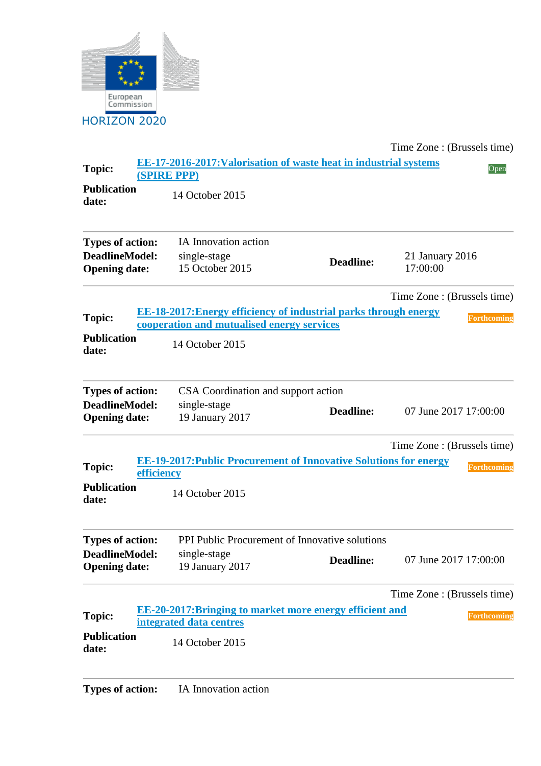European Commission

HORIZON 2020

Time Zone : (Brussels time)

| | | |
|---|---|---|
| **Topic:** | EE-17-2016-2017:Valorisation of waste heat in industrial systems (SPIRE PPP) | Open |
| **Publication date:** | 14 October 2015 | |

| | | | |
|---|---|---|---|
| **Types of action:** | IA Innovation action | | |
| **DeadlineModel:** | single-stage | **Deadline:** | 21 January 2016 17:00:00 |
| **Opening date:** | 15 October 2015 | | |

Time Zone : (Brussels time)

| | | |
|---|---|---|
| **Topic:** | EE-18-2017:Energy efficiency of industrial parks through energy cooperation and mutualised energy services | Forthcoming |
| **Publication date:** | 14 October 2015 | |

| | | | |
|---|---|---|---|
| **Types of action:** | CSA Coordination and support action | | |
| **DeadlineModel:** | single-stage | **Deadline:** | 07 June 2017 17:00:00 |
| **Opening date:** | 19 January 2017 | | |

Time Zone : (Brussels time)

| | | |
|---|---|---|
| **Topic:** | EE-19-2017:Public Procurement of Innovative Solutions for energy efficiency | Forthcoming |
| **Publication date:** | 14 October 2015 | |

| | | | |
|---|---|---|---|
| **Types of action:** | PPI Public Procurement of Innovative solutions | | |
| **DeadlineModel:** | single-stage | **Deadline:** | 07 June 2017 17:00:00 |
| **Opening date:** | 19 January 2017 | | |

Time Zone : (Brussels time)

| | | |
|---|---|---|
| **Topic:** | EE-20-2017:Bringing to market more energy efficient and integrated data centres | Forthcoming |
| **Publication date:** | 14 October 2015 | |

| | |
|---|---|
| **Types of action:** | IA Innovation action |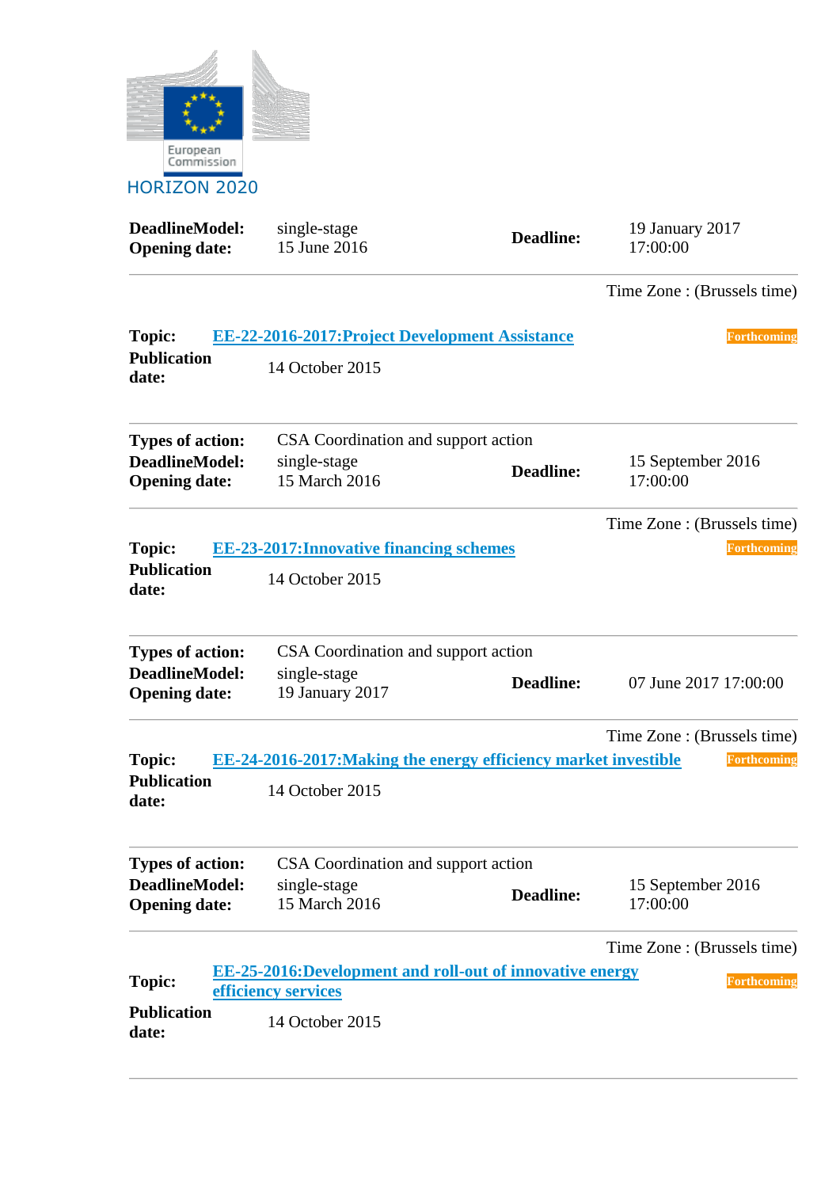European Commission

HORIZON 2020

| | | | |
|---|---|---|---|
| **DeadlineModel:** | single-stage | **Deadline:** | 19 January 2017 17:00:00 |
| **Opening date:** | 15 June 2016 | | |

Time Zone : (Brussels time)

**Topic:** [EE-22-2016-2017:Project Development Assistance]() Forthcoming

**Publication date:** 14 October 2015

| | | | |
|---|---|---|---|
| **Types of action:** | CSA Coordination and support action | | |
| **DeadlineModel:** | single-stage | **Deadline:** | 15 September 2016 17:00:00 |
| **Opening date:** | 15 March 2016 | | |

Time Zone : (Brussels time)

**Topic:** [EE-23-2017:Innovative financing schemes]() Forthcoming

**Publication date:** 14 October 2015

| | | | |
|---|---|---|---|
| **Types of action:** | CSA Coordination and support action | | |
| **DeadlineModel:** | single-stage | **Deadline:** | 07 June 2017 17:00:00 |
| **Opening date:** | 19 January 2017 | | |

Time Zone : (Brussels time)

**Topic:** [EE-24-2016-2017:Making the energy efficiency market investible]() Forthcoming

**Publication date:** 14 October 2015

| | | | |
|---|---|---|---|
| **Types of action:** | CSA Coordination and support action | | |
| **DeadlineModel:** | single-stage | **Deadline:** | 15 September 2016 17:00:00 |
| **Opening date:** | 15 March 2016 | | |

Time Zone : (Brussels time)

**Topic:** [EE-25-2016:Development and roll-out of innovative energy efficiency services]() Forthcoming

**Publication date:** 14 October 2015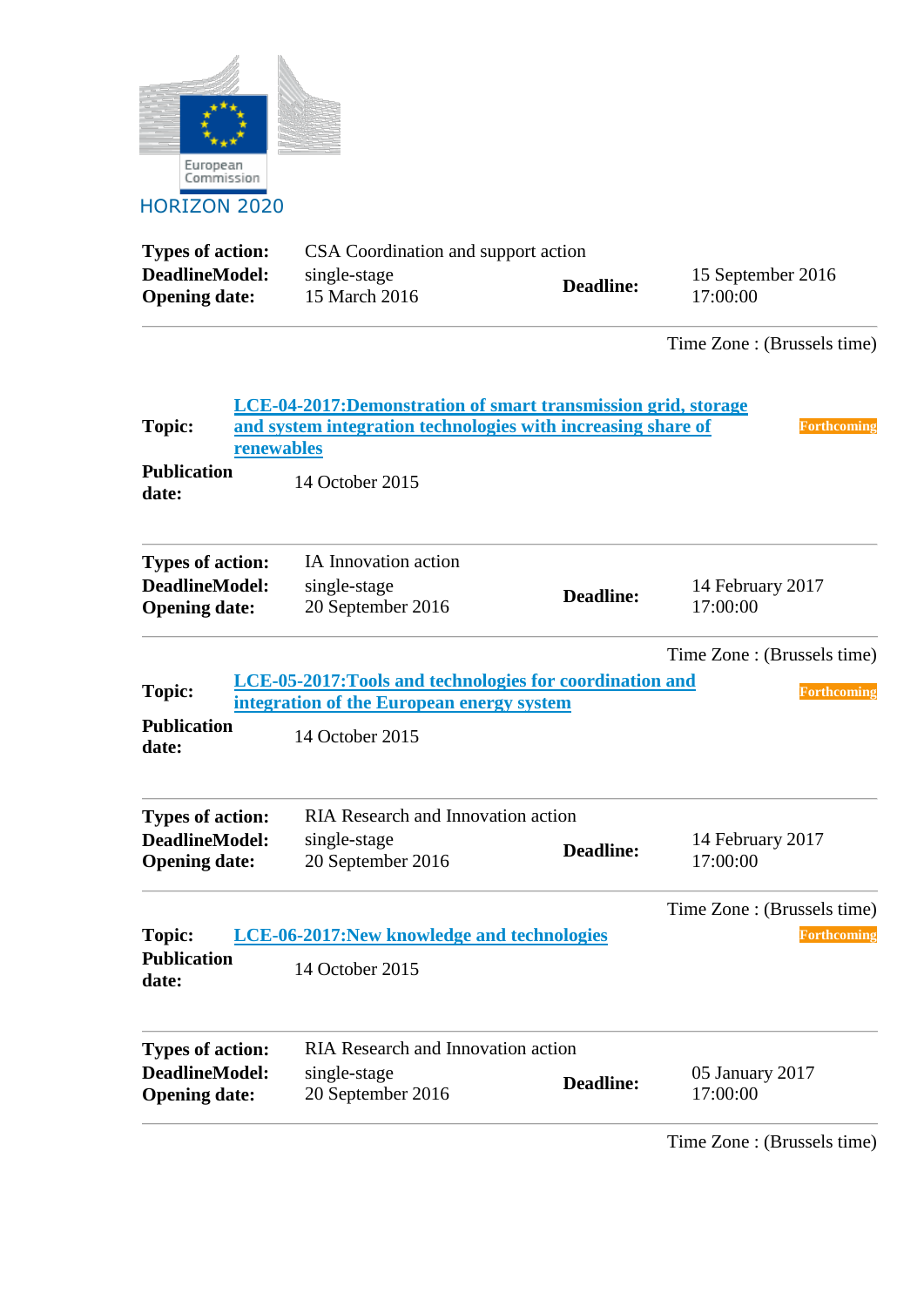HORIZON 2020

| | | | |
|---|---|---|---|
| **Types of action:** | CSA Coordination and support action | | |
| **DeadlineModel:** | single-stage | **Deadline:** | 15 September 2016 17:00:00 |
| **Opening date:** | 15 March 2016 | | |

Time Zone : (Brussels time)

**Topic:** [LCE-04-2017:Demonstration of smart transmission grid, storage and system integration technologies with increasing share of renewables]() **Forthcoming**

**Publication date:** 14 October 2015

| | | | |
|---|---|---|---|
| **Types of action:** | IA Innovation action | | |
| **DeadlineModel:** | single-stage | **Deadline:** | 14 February 2017 17:00:00 |
| **Opening date:** | 20 September 2016 | | |

Time Zone : (Brussels time)

**Topic:** [LCE-05-2017:Tools and technologies for coordination and integration of the European energy system]() **Forthcoming**

**Publication date:** 14 October 2015

| | | | |
|---|---|---|---|
| **Types of action:** | RIA Research and Innovation action | | |
| **DeadlineModel:** | single-stage | **Deadline:** | 14 February 2017 17:00:00 |
| **Opening date:** | 20 September 2016 | | |

Time Zone : (Brussels time)

**Topic:** [LCE-06-2017:New knowledge and technologies]() **Forthcoming**

**Publication date:** 14 October 2015

| | | | |
|---|---|---|---|
| **Types of action:** | RIA Research and Innovation action | | |
| **DeadlineModel:** | single-stage | **Deadline:** | 05 January 2017 17:00:00 |
| **Opening date:** | 20 September 2016 | | |

Time Zone : (Brussels time)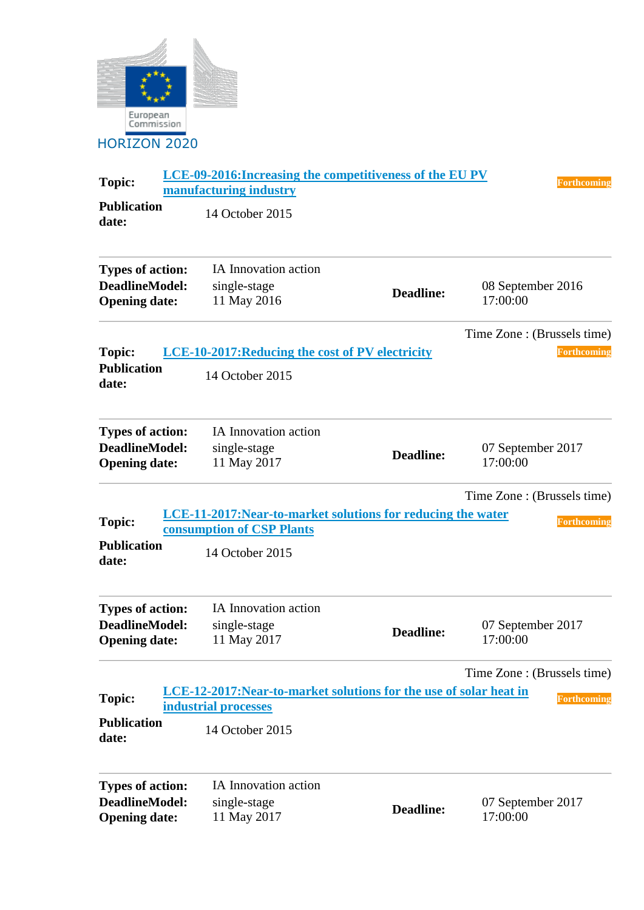HORIZON 2020

| | | | |
|---|---|---|---|
| **Topic:** | **LCE-09-2016:Increasing the competitiveness of the EU PV manufacturing industry** | | **Forthcoming** |
| **Publication date:** | 14 October 2015 | | |

| | | | |
|---|---|---|---|
| **Types of action:** | IA Innovation action | | |
| **DeadlineModel:** | single-stage | **Deadline:** | 08 September 2016 17:00:00 |
| **Opening date:** | 11 May 2016 | | |

Time Zone : (Brussels time)

| | | | |
|---|---|---|---|
| **Topic:** | **LCE-10-2017:Reducing the cost of PV electricity** | | **Forthcoming** |
| **Publication date:** | 14 October 2015 | | |

| | | | |
|---|---|---|---|
| **Types of action:** | IA Innovation action | | |
| **DeadlineModel:** | single-stage | **Deadline:** | 07 September 2017 17:00:00 |
| **Opening date:** | 11 May 2017 | | |

Time Zone : (Brussels time)

| | | | |
|---|---|---|---|
| **Topic:** | **LCE-11-2017:Near-to-market solutions for reducing the water consumption of CSP Plants** | | **Forthcoming** |
| **Publication date:** | 14 October 2015 | | |

| | | | |
|---|---|---|---|
| **Types of action:** | IA Innovation action | | |
| **DeadlineModel:** | single-stage | **Deadline:** | 07 September 2017 17:00:00 |
| **Opening date:** | 11 May 2017 | | |

Time Zone : (Brussels time)

| | | | |
|---|---|---|---|
| **Topic:** | **LCE-12-2017:Near-to-market solutions for the use of solar heat in industrial processes** | | **Forthcoming** |
| **Publication date:** | 14 October 2015 | | |

| | | | |
|---|---|---|---|
| **Types of action:** | IA Innovation action | | |
| **DeadlineModel:** | single-stage | **Deadline:** | 07 September 2017 17:00:00 |
| **Opening date:** | 11 May 2017 | | |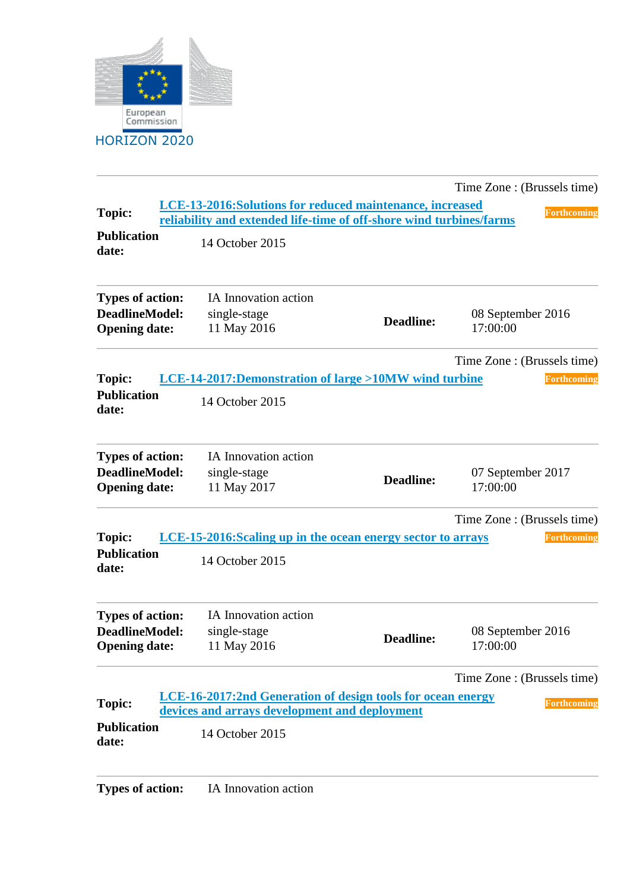European Commission

HORIZON 2020

Time Zone : (Brussels time)

**Topic:** LCE-13-2016:Solutions for reduced maintenance, increased reliability and extended life-time of off-shore wind turbines/farms — Forthcoming

**Publication date:** 14 October 2015

**Types of action:** IA Innovation action
**DeadlineModel:** single-stage
**Opening date:** 11 May 2016
**Deadline:** 08 September 2016 17:00:00

Time Zone : (Brussels time)

**Topic:** LCE-14-2017:Demonstration of large >10MW wind turbine — Forthcoming

**Publication date:** 14 October 2015

**Types of action:** IA Innovation action
**DeadlineModel:** single-stage
**Opening date:** 11 May 2017
**Deadline:** 07 September 2017 17:00:00

Time Zone : (Brussels time)

**Topic:** LCE-15-2016:Scaling up in the ocean energy sector to arrays — Forthcoming

**Publication date:** 14 October 2015

**Types of action:** IA Innovation action
**DeadlineModel:** single-stage
**Opening date:** 11 May 2016
**Deadline:** 08 September 2016 17:00:00

Time Zone : (Brussels time)

**Topic:** LCE-16-2017:2nd Generation of design tools for ocean energy devices and arrays development and deployment — Forthcoming

**Publication date:** 14 October 2015

**Types of action:** IA Innovation action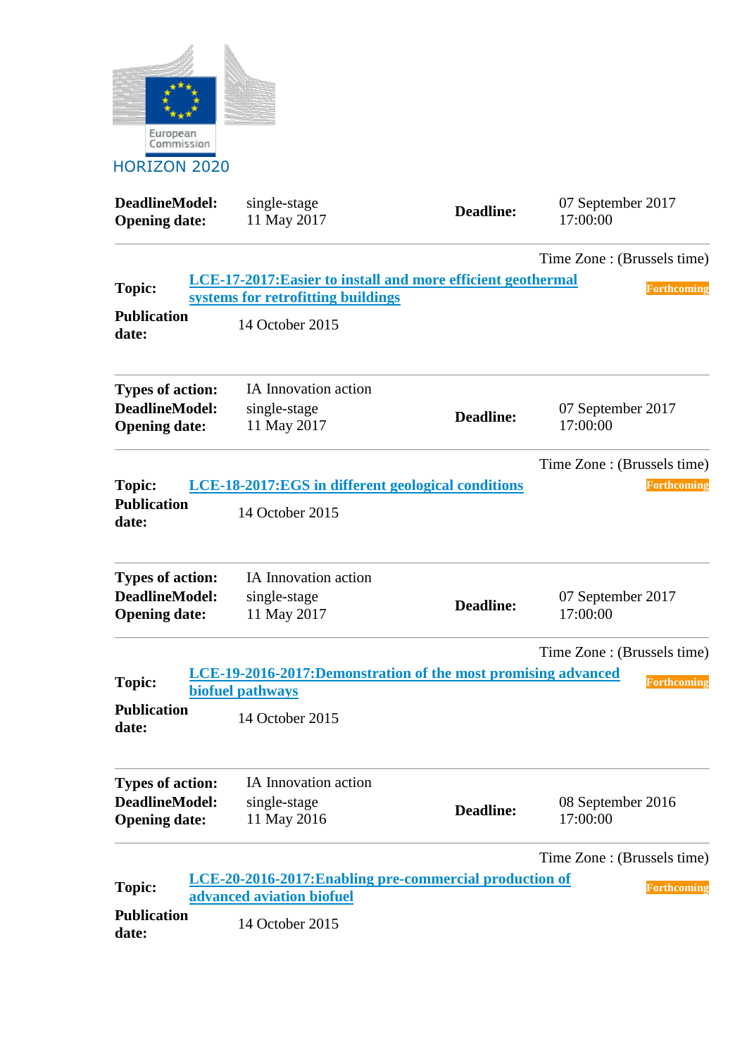HORIZON 2020

| | | | |
|---|---|---|---|
| **DeadlineModel:** | single-stage | **Deadline:** | 07 September 2017 17:00:00 |
| **Opening date:** | 11 May 2017 | | |

Time Zone : (Brussels time)

**Topic:** [LCE-17-2017:Easier to install and more efficient geothermal systems for retrofitting buildings]() **Forthcoming**

**Publication date:** 14 October 2015

| | | | |
|---|---|---|---|
| **Types of action:** | IA Innovation action | **Deadline:** | 07 September 2017 17:00:00 |
| **DeadlineModel:** | single-stage | | |
| **Opening date:** | 11 May 2017 | | |

Time Zone : (Brussels time)

**Topic:** [LCE-18-2017:EGS in different geological conditions]() **Forthcoming**

**Publication date:** 14 October 2015

| | | | |
|---|---|---|---|
| **Types of action:** | IA Innovation action | **Deadline:** | 07 September 2017 17:00:00 |
| **DeadlineModel:** | single-stage | | |
| **Opening date:** | 11 May 2017 | | |

Time Zone : (Brussels time)

**Topic:** [LCE-19-2016-2017:Demonstration of the most promising advanced biofuel pathways]() **Forthcoming**

**Publication date:** 14 October 2015

| | | | |
|---|---|---|---|
| **Types of action:** | IA Innovation action | **Deadline:** | 08 September 2016 17:00:00 |
| **DeadlineModel:** | single-stage | | |
| **Opening date:** | 11 May 2016 | | |

Time Zone : (Brussels time)

**Topic:** [LCE-20-2016-2017:Enabling pre-commercial production of advanced aviation biofuel]() **Forthcoming**

**Publication date:** 14 October 2015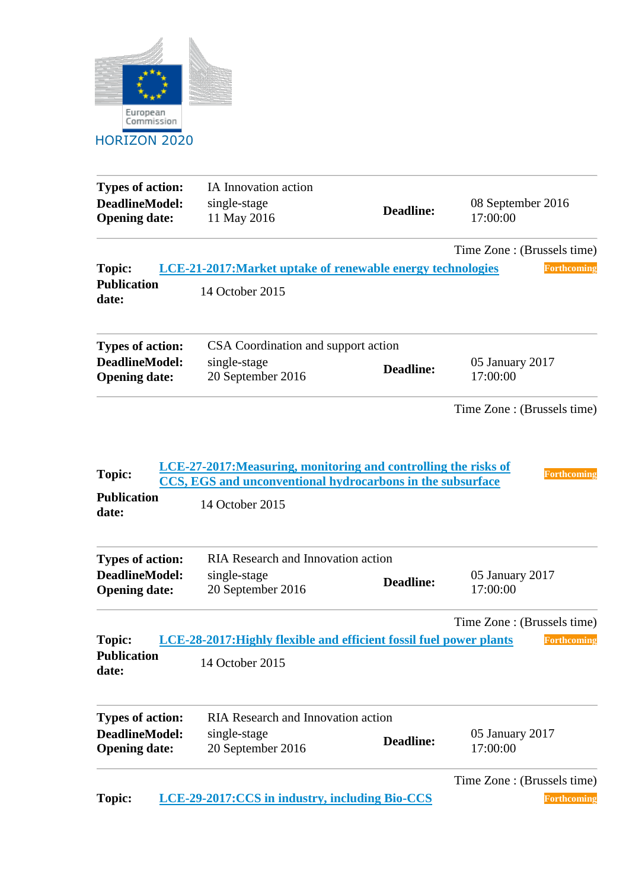European Commission

HORIZON 2020

| | | | |
|---|---|---|---|
| **Types of action:** | IA Innovation action | | |
| **DeadlineModel:** | single-stage | **Deadline:** | 08 September 2016 17:00:00 |
| **Opening date:** | 11 May 2016 | | |

Time Zone : (Brussels time)

**Topic:** LCE-21-2017:Market uptake of renewable energy technologies Forthcoming

**Publication date:** 14 October 2015

| | | | |
|---|---|---|---|
| **Types of action:** | CSA Coordination and support action | | |
| **DeadlineModel:** | single-stage | **Deadline:** | 05 January 2017 17:00:00 |
| **Opening date:** | 20 September 2016 | | |

Time Zone : (Brussels time)

**Topic:** LCE-27-2017:Measuring, monitoring and controlling the risks of CCS, EGS and unconventional hydrocarbons in the subsurface Forthcoming

**Publication date:** 14 October 2015

| | | | |
|---|---|---|---|
| **Types of action:** | RIA Research and Innovation action | | |
| **DeadlineModel:** | single-stage | **Deadline:** | 05 January 2017 17:00:00 |
| **Opening date:** | 20 September 2016 | | |

Time Zone : (Brussels time)

**Topic:** LCE-28-2017:Highly flexible and efficient fossil fuel power plants Forthcoming

**Publication date:** 14 October 2015

| | | | |
|---|---|---|---|
| **Types of action:** | RIA Research and Innovation action | | |
| **DeadlineModel:** | single-stage | **Deadline:** | 05 January 2017 17:00:00 |
| **Opening date:** | 20 September 2016 | | |

Time Zone : (Brussels time)

**Topic:** LCE-29-2017:CCS in industry, including Bio-CCS Forthcoming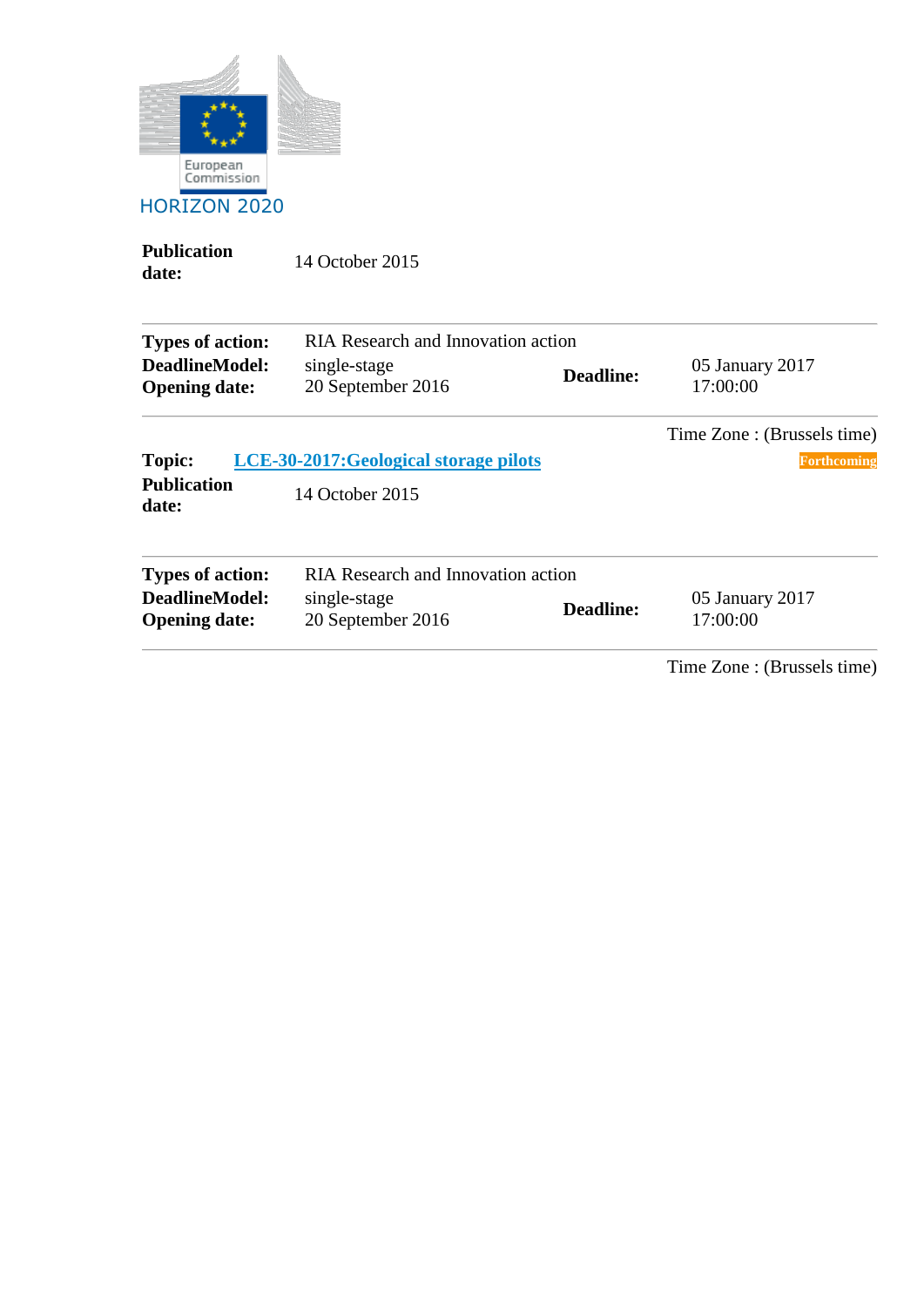HORIZON 2020

**Publication date:** 14 October 2015

| | | | |
|---|---|---|---|
| **Types of action:** | RIA Research and Innovation action | | |
| **DeadlineModel:** | single-stage | **Deadline:** | 05 January 2017 17:00:00 |
| **Opening date:** | 20 September 2016 | | |

Time Zone : (Brussels time)

**Topic:** LCE-30-2017:Geological storage pilots

Forthcoming

**Publication date:** 14 October 2015

| | | | |
|---|---|---|---|
| **Types of action:** | RIA Research and Innovation action | | |
| **DeadlineModel:** | single-stage | **Deadline:** | 05 January 2017 17:00:00 |
| **Opening date:** | 20 September 2016 | | |

Time Zone : (Brussels time)